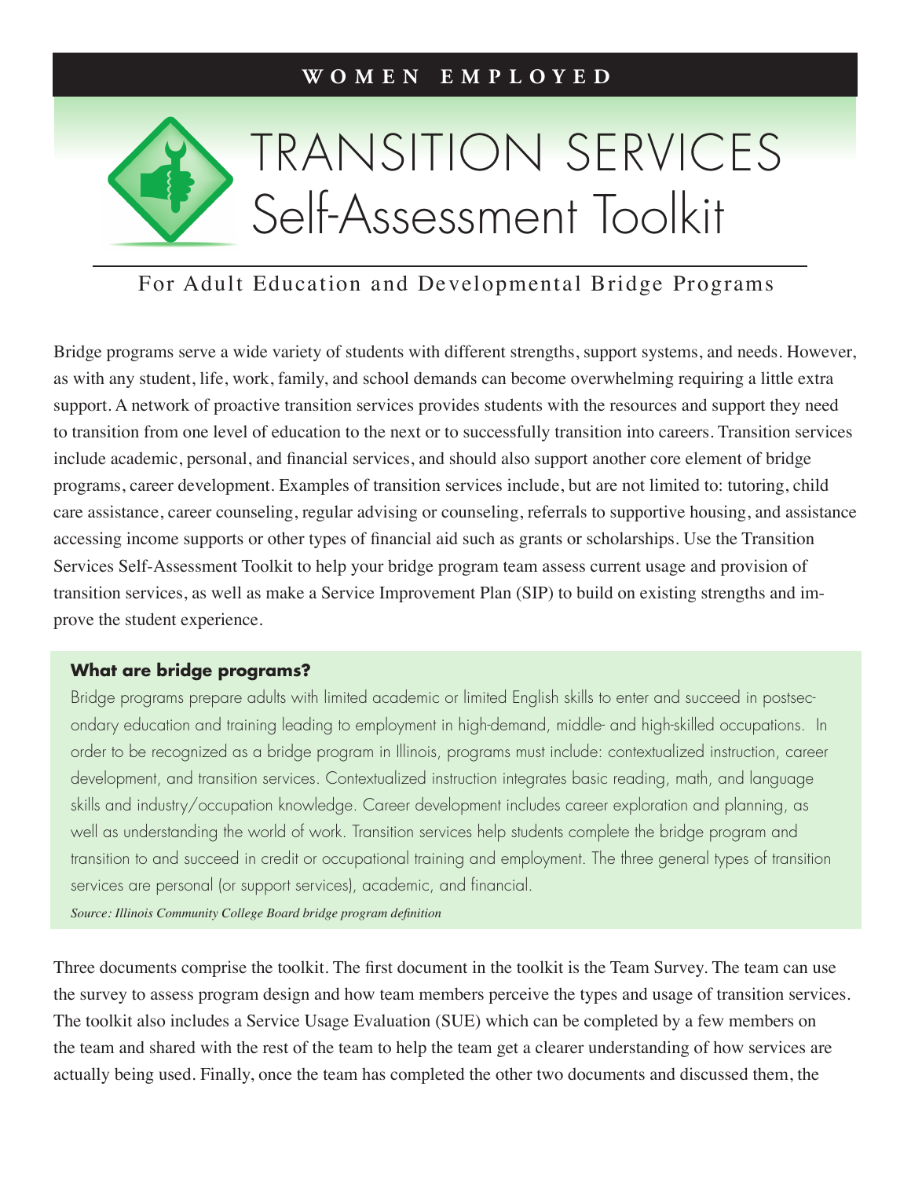**WOMEN EMPLOYED**

# TRANSITION SERVICES Self-Assessment Toolkit

## For Adult Education and Developmental Bridge Programs

Bridge programs serve a wide variety of students with different strengths, support systems, and needs. However, as with any student, life, work, family, and school demands can become overwhelming requiring a little extra support. A network of proactive transition services provides students with the resources and support they need to transition from one level of education to the next or to successfully transition into careers. Transition services include academic, personal, and financial services, and should also support another core element of bridge programs, career development. Examples of transition services include, but are not limited to: tutoring, child care assistance, career counseling, regular advising or counseling, referrals to supportive housing, and assistance accessing income supports or other types of financial aid such as grants or scholarships. Use the Transition Services Self-Assessment Toolkit to help your bridge program team assess current usage and provision of transition services, as well as make a Service Improvement Plan (SIP) to build on existing strengths and improve the student experience.

**What are bridge programs?**

Bridge programs prepare adults with limited academic or limited English skills to enter and succeed in postsecondary education and training leading to employment in high-demand, middle- and high-skilled occupations. In order to be recognized as a bridge program in Illinois, programs must include: contextualized instruction, career development, and transition services. Contextualized instruction integrates basic reading, math, and language skills and industry/occupation knowledge. Career development includes career exploration and planning, as well as understanding the world of work. Transition services help students complete the bridge program and transition to and succeed in credit or occupational training and employment. The three general types of transition services are personal (or support services), academic, and financial.

*Source: Illinois Community College Board bridge program definition*

Three documents comprise the toolkit. The first document in the toolkit is the Team Survey. The team can use the survey to assess program design and how team members perceive the types and usage of transition services. The toolkit also includes a Service Usage Evaluation (SUE) which can be completed by a few members on the team and shared with the rest of the team to help the team get a clearer understanding of how services are actually being used. Finally, once the team has completed the other two documents and discussed them, the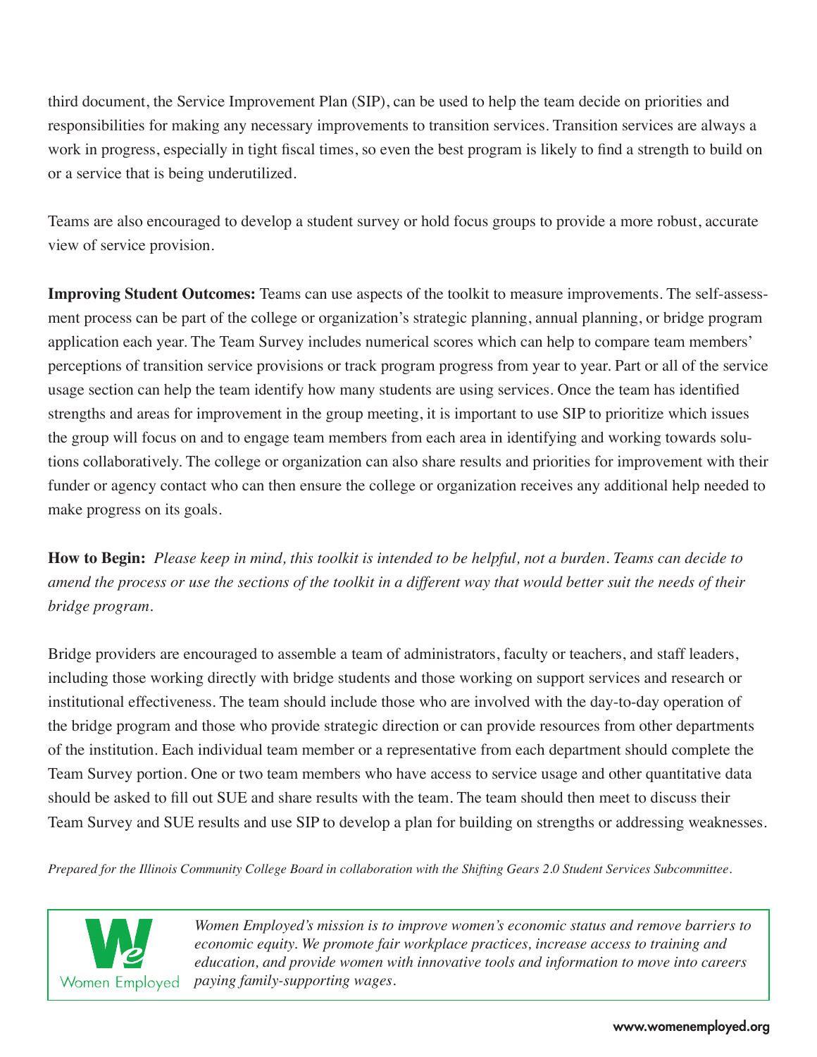third document, the Service Improvement Plan (SIP), can be used to help the team decide on priorities and responsibilities for making any necessary improvements to transition services. Transition services are always a work in progress, especially in tight fiscal times, so even the best program is likely to find a strength to build on or a service that is being underutilized.

Teams are also encouraged to develop a student survey or hold focus groups to provide a more robust, accurate view of service provision.

**Improving Student Outcomes:** Teams can use aspects of the toolkit to measure improvements. The self-assessment process can be part of the college or organization's strategic planning, annual planning, or bridge program application each year. The Team Survey includes numerical scores which can help to compare team members' perceptions of transition service provisions or track program progress from year to year. Part or all of the service usage section can help the team identify how many students are using services. Once the team has identified strengths and areas for improvement in the group meeting, it is important to use SIP to prioritize which issues the group will focus on and to engage team members from each area in identifying and working towards solutions collaboratively. The college or organization can also share results and priorities for improvement with their funder or agency contact who can then ensure the college or organization receives any additional help needed to make progress on its goals.

**How to Begin:** *Please keep in mind, this toolkit is intended to be helpful, not a burden. Teams can decide to amend the process or use the sections of the toolkit in a different way that would better suit the needs of their bridge program.*

Bridge providers are encouraged to assemble a team of administrators, faculty or teachers, and staff leaders, including those working directly with bridge students and those working on support services and research or institutional effectiveness. The team should include those who are involved with the day-to-day operation of the bridge program and those who provide strategic direction or can provide resources from other departments of the institution. Each individual team member or a representative from each department should complete the Team Survey portion. One or two team members who have access to service usage and other quantitative data should be asked to fill out SUE and share results with the team. The team should then meet to discuss their Team Survey and SUE results and use SIP to develop a plan for building on strengths or addressing weaknesses.

*Prepared for the Illinois Community College Board in collaboration with the Shifting Gears 2.0 Student Services Subcommittee.*

Women Employed

*Women Employed's mission is to improve women's economic status and remove barriers to economic equity. We promote fair workplace practices, increase access to training and education, and provide women with innovative tools and information to move into careers paying family-supporting wages.*

www.womenemployed.org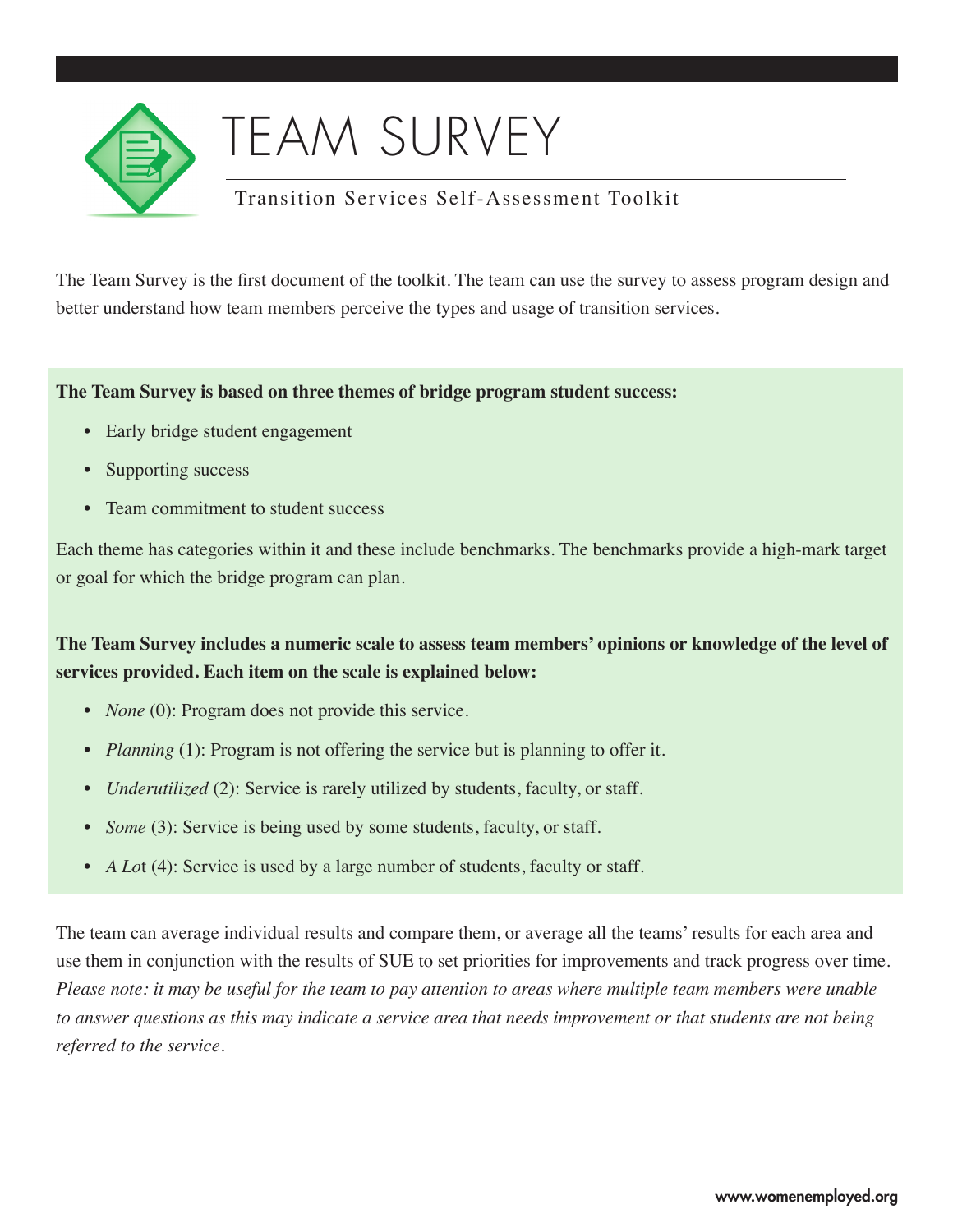# TEAM SURVEY

Transition Services Self-Assessment Toolkit

The Team Survey is the first document of the toolkit. The team can use the survey to assess program design and better understand how team members perceive the types and usage of transition services.

**The Team Survey is based on three themes of bridge program student success:**

- Early bridge student engagement
- Supporting success
- Team commitment to student success

Each theme has categories within it and these include benchmarks. The benchmarks provide a high-mark target or goal for which the bridge program can plan.

**The Team Survey includes a numeric scale to assess team members' opinions or knowledge of the level of services provided. Each item on the scale is explained below:**

- *None* (0): Program does not provide this service.
- *Planning* (1): Program is not offering the service but is planning to offer it.
- *Underutilized* (2): Service is rarely utilized by students, faculty, or staff.
- *Some* (3): Service is being used by some students, faculty, or staff.
- *A Lo*t (4): Service is used by a large number of students, faculty or staff.

The team can average individual results and compare them, or average all the teams' results for each area and use them in conjunction with the results of SUE to set priorities for improvements and track progress over time. *Please note: it may be useful for the team to pay attention to areas where multiple team members were unable to answer questions as this may indicate a service area that needs improvement or that students are not being referred to the service.*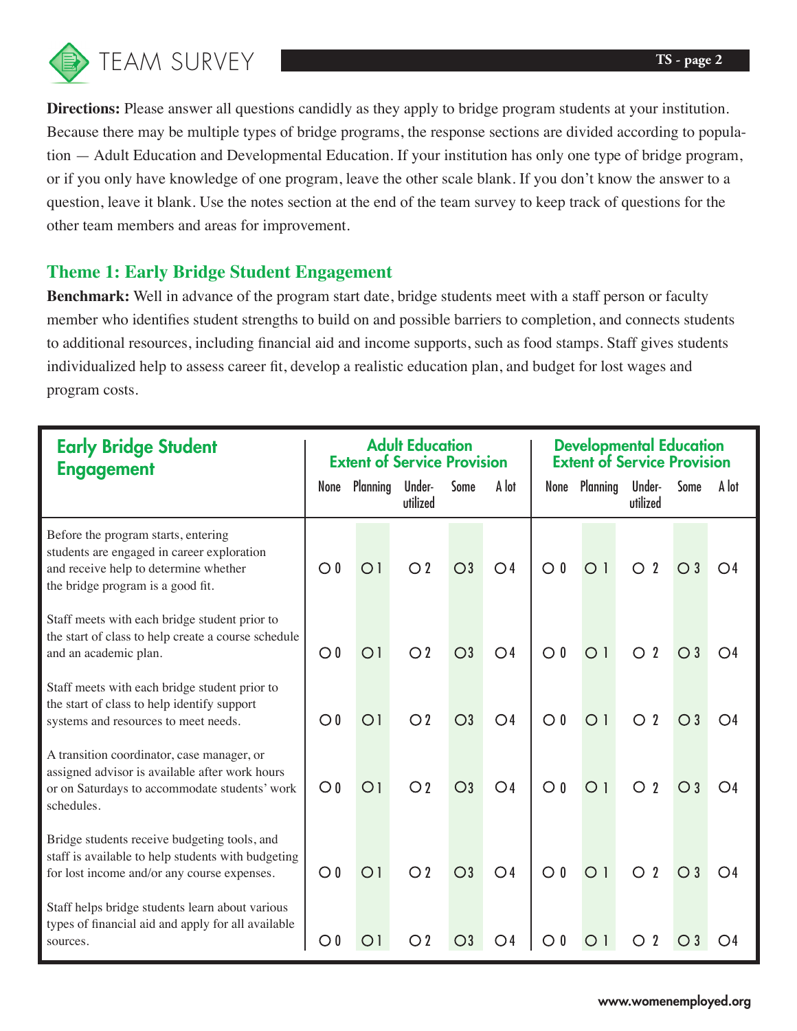# TEAM SURVEY

**Directions:** Please answer all questions candidly as they apply to bridge program students at your institution. Because there may be multiple types of bridge programs, the response sections are divided according to population — Adult Education and Developmental Education. If your institution has only one type of bridge program, or if you only have knowledge of one program, leave the other scale blank. If you don't know the answer to a question, leave it blank. Use the notes section at the end of the team survey to keep track of questions for the other team members and areas for improvement.

## Theme 1: Early Bridge Student Engagement

**Benchmark:** Well in advance of the program start date, bridge students meet with a staff person or faculty member who identifies student strengths to build on and possible barriers to completion, and connects students to additional resources, including financial aid and income supports, such as food stamps. Staff gives students individualized help to assess career fit, develop a realistic education plan, and budget for lost wages and program costs.

| Early Bridge Student Engagement | Adult Education Extent of Service Provision | | | | | Developmental Education Extent of Service Provision | | | | |
|---|---|---|---|---|---|---|---|---|---|---|
| | None | Planning | Under-utilized | Some | A lot | None | Planning | Under-utilized | Some | A lot |
| Before the program starts, entering students are engaged in career exploration and receive help to determine whether the bridge program is a good fit. | ○ 0 | ○ 1 | ○ 2 | ○ 3 | ○ 4 | ○ 0 | ○ 1 | ○ 2 | ○ 3 | ○ 4 |
| Staff meets with each bridge student prior to the start of class to help create a course schedule and an academic plan. | ○ 0 | ○ 1 | ○ 2 | ○ 3 | ○ 4 | ○ 0 | ○ 1 | ○ 2 | ○ 3 | ○ 4 |
| Staff meets with each bridge student prior to the start of class to help identify support systems and resources to meet needs. | ○ 0 | ○ 1 | ○ 2 | ○ 3 | ○ 4 | ○ 0 | ○ 1 | ○ 2 | ○ 3 | ○ 4 |
| A transition coordinator, case manager, or assigned advisor is available after work hours or on Saturdays to accommodate students' work schedules. | ○ 0 | ○ 1 | ○ 2 | ○ 3 | ○ 4 | ○ 0 | ○ 1 | ○ 2 | ○ 3 | ○ 4 |
| Bridge students receive budgeting tools, and staff is available to help students with budgeting for lost income and/or any course expenses. | ○ 0 | ○ 1 | ○ 2 | ○ 3 | ○ 4 | ○ 0 | ○ 1 | ○ 2 | ○ 3 | ○ 4 |
| Staff helps bridge students learn about various types of financial aid and apply for all available sources. | ○ 0 | ○ 1 | ○ 2 | ○ 3 | ○ 4 | ○ 0 | ○ 1 | ○ 2 | ○ 3 | ○ 4 |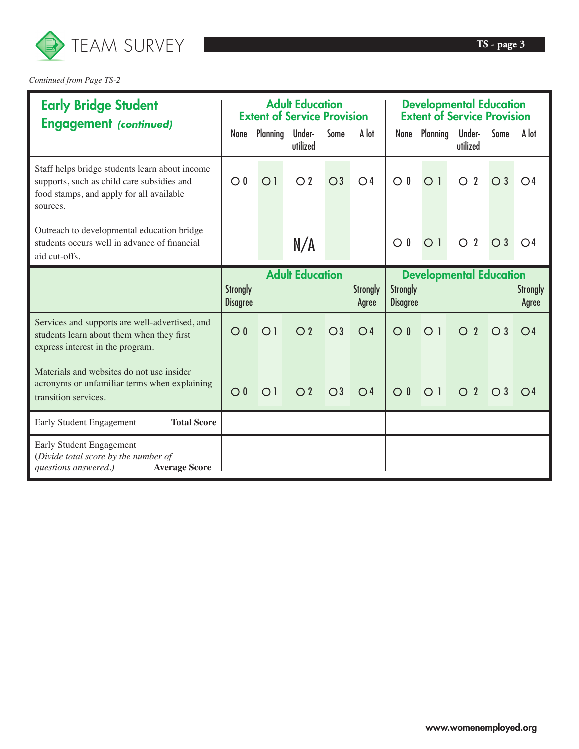# TEAM SURVEY

*Continued from Page TS-2*

| Early Bridge Student Engagement *(continued)* | Adult Education Extent of Service Provision | | | | | Developmental Education Extent of Service Provision | | | | |
|---|---|---|---|---|---|---|---|---|---|---|
| | None | Planning | Under-utilized | Some | A lot | None | Planning | Under-utilized | Some | A lot |
| Staff helps bridge students learn about income supports, such as child care subsidies and food stamps, and apply for all available sources. | O 0 | O 1 | O 2 | O 3 | O 4 | O 0 | O 1 | O 2 | O 3 | O 4 |
| Outreach to developmental education bridge students occurs well in advance of financial aid cut-offs. | | | N/A | | | O 0 | O 1 | O 2 | O 3 | O 4 |
| | **Adult Education** | | | | | **Developmental Education** | | | | |
| | Strongly Disagree | | | | Strongly Agree | Strongly Disagree | | | | Strongly Agree |
| Services and supports are well-advertised, and students learn about them when they first express interest in the program. | O 0 | O 1 | O 2 | O 3 | O 4 | O 0 | O 1 | O 2 | O 3 | O 4 |
| Materials and websites do not use insider acronyms or unfamiliar terms when explaining transition services. | O 0 | O 1 | O 2 | O 3 | O 4 | O 0 | O 1 | O 2 | O 3 | O 4 |
| Early Student Engagement **Total Score** | | | | | | | | | | |
| Early Student Engagement (*Divide total score by the number of questions answered.*) **Average Score** | | | | | | | | | | |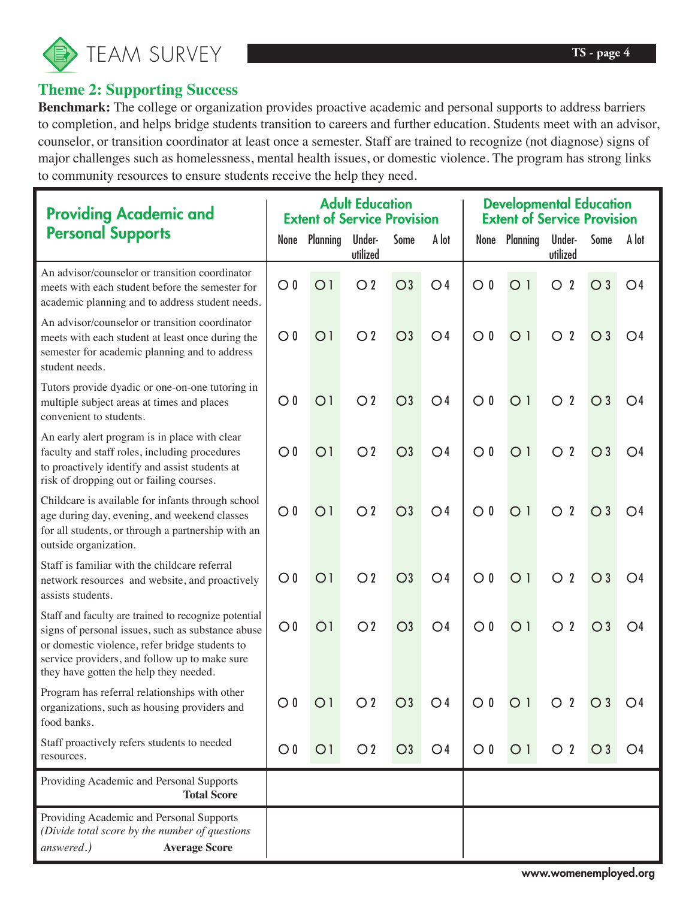## Theme 2: Supporting Success

**Benchmark:** The college or organization provides proactive academic and personal supports to address barriers to completion, and helps bridge students transition to careers and further education. Students meet with an advisor, counselor, or transition coordinator at least once a semester. Staff are trained to recognize (not diagnose) signs of major challenges such as homelessness, mental health issues, or domestic violence. The program has strong links to community resources to ensure students receive the help they need.

| Providing Academic and Personal Supports | Adult Education Extent of Service Provision | | | | | Developmental Education Extent of Service Provision | | | | |
|---|---|---|---|---|---|---|---|---|---|---|
| | None | Planning | Under-utilized | Some | A lot | None | Planning | Under-utilized | Some | A lot |
| An advisor/counselor or transition coordinator meets with each student before the semester for academic planning and to address student needs. | ○ 0 | ○ 1 | ○ 2 | ○ 3 | ○ 4 | ○ 0 | ○ 1 | ○ 2 | ○ 3 | ○ 4 |
| An advisor/counselor or transition coordinator meets with each student at least once during the semester for academic planning and to address student needs. | ○ 0 | ○ 1 | ○ 2 | ○ 3 | ○ 4 | ○ 0 | ○ 1 | ○ 2 | ○ 3 | ○ 4 |
| Tutors provide dyadic or one-on-one tutoring in multiple subject areas at times and places convenient to students. | ○ 0 | ○ 1 | ○ 2 | ○ 3 | ○ 4 | ○ 0 | ○ 1 | ○ 2 | ○ 3 | ○ 4 |
| An early alert program is in place with clear faculty and staff roles, including procedures to proactively identify and assist students at risk of dropping out or failing courses. | ○ 0 | ○ 1 | ○ 2 | ○ 3 | ○ 4 | ○ 0 | ○ 1 | ○ 2 | ○ 3 | ○ 4 |
| Childcare is available for infants through school age during day, evening, and weekend classes for all students, or through a partnership with an outside organization. | ○ 0 | ○ 1 | ○ 2 | ○ 3 | ○ 4 | ○ 0 | ○ 1 | ○ 2 | ○ 3 | ○ 4 |
| Staff is familiar with the childcare referral network resources and website, and proactively assists students. | ○ 0 | ○ 1 | ○ 2 | ○ 3 | ○ 4 | ○ 0 | ○ 1 | ○ 2 | ○ 3 | ○ 4 |
| Staff and faculty are trained to recognize potential signs of personal issues, such as substance abuse or domestic violence, refer bridge students to service providers, and follow up to make sure they have gotten the help they needed. | ○ 0 | ○ 1 | ○ 2 | ○ 3 | ○ 4 | ○ 0 | ○ 1 | ○ 2 | ○ 3 | ○ 4 |
| Program has referral relationships with other organizations, such as housing providers and food banks. | ○ 0 | ○ 1 | ○ 2 | ○ 3 | ○ 4 | ○ 0 | ○ 1 | ○ 2 | ○ 3 | ○ 4 |
| Staff proactively refers students to needed resources. | ○ 0 | ○ 1 | ○ 2 | ○ 3 | ○ 4 | ○ 0 | ○ 1 | ○ 2 | ○ 3 | ○ 4 |
| Providing Academic and Personal Supports **Total Score** | | | | | | | | | | |
| Providing Academic and Personal Supports *(Divide total score by the number of questions answered.)* **Average Score** | | | | | | | | | | |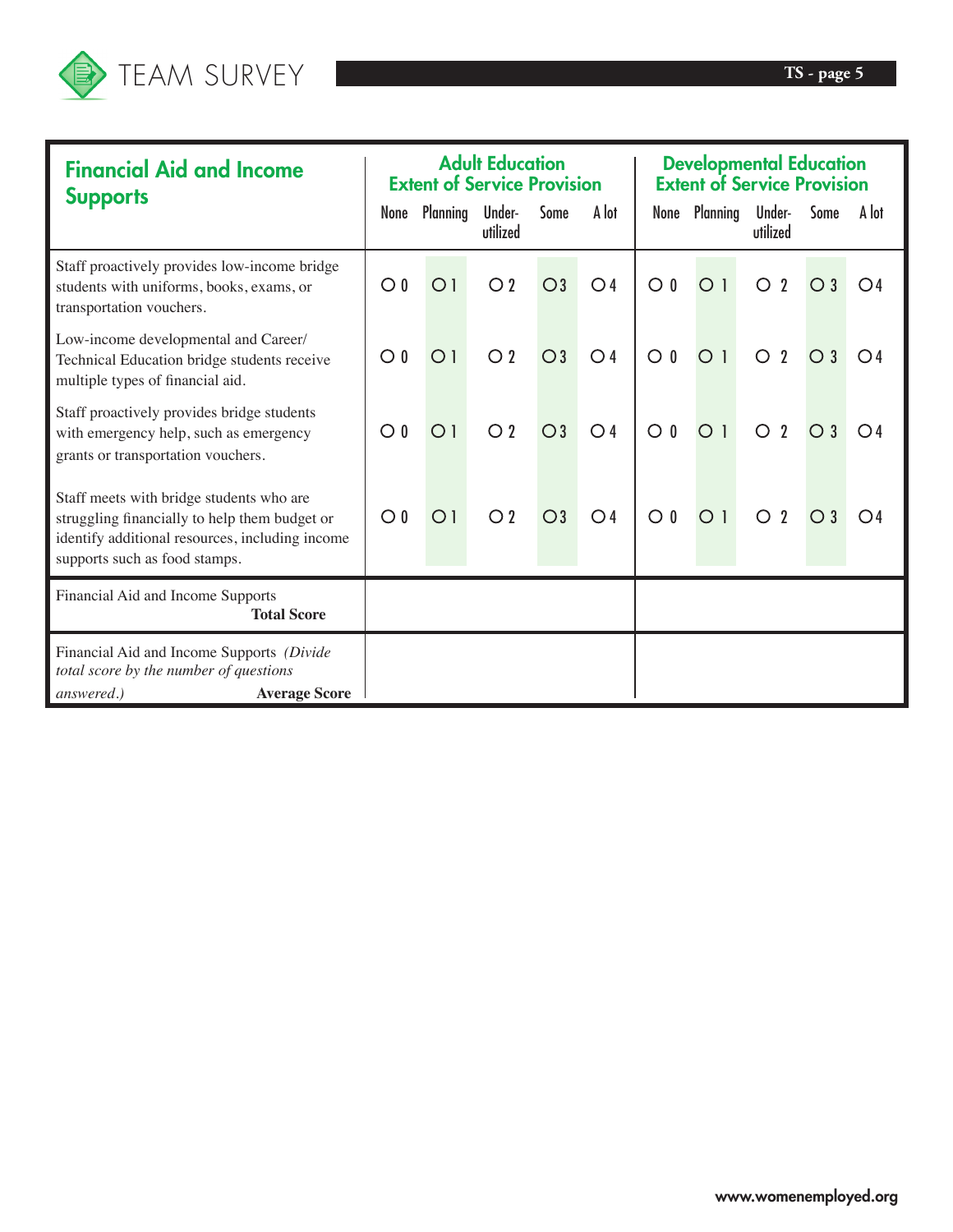| Financial Aid and Income Supports | Adult Education Extent of Service Provision | | | | | Developmental Education Extent of Service Provision | | | | |
|---|---|---|---|---|---|---|---|---|---|---|
| | None | Planning | Under-utilized | Some | A lot | None | Planning | Under-utilized | Some | A lot |
| Staff proactively provides low-income bridge students with uniforms, books, exams, or transportation vouchers. | ○ 0 | ○ 1 | ○ 2 | ○ 3 | ○ 4 | ○ 0 | ○ 1 | ○ 2 | ○ 3 | ○ 4 |
| Low-income developmental and Career/Technical Education bridge students receive multiple types of financial aid. | ○ 0 | ○ 1 | ○ 2 | ○ 3 | ○ 4 | ○ 0 | ○ 1 | ○ 2 | ○ 3 | ○ 4 |
| Staff proactively provides bridge students with emergency help, such as emergency grants or transportation vouchers. | ○ 0 | ○ 1 | ○ 2 | ○ 3 | ○ 4 | ○ 0 | ○ 1 | ○ 2 | ○ 3 | ○ 4 |
| Staff meets with bridge students who are struggling financially to help them budget or identify additional resources, including income supports such as food stamps. | ○ 0 | ○ 1 | ○ 2 | ○ 3 | ○ 4 | ○ 0 | ○ 1 | ○ 2 | ○ 3 | ○ 4 |
| Financial Aid and Income Supports **Total Score** | | | | | | | | | | |
| Financial Aid and Income Supports *(Divide total score by the number of questions answered.)* **Average Score** | | | | | | | | | | |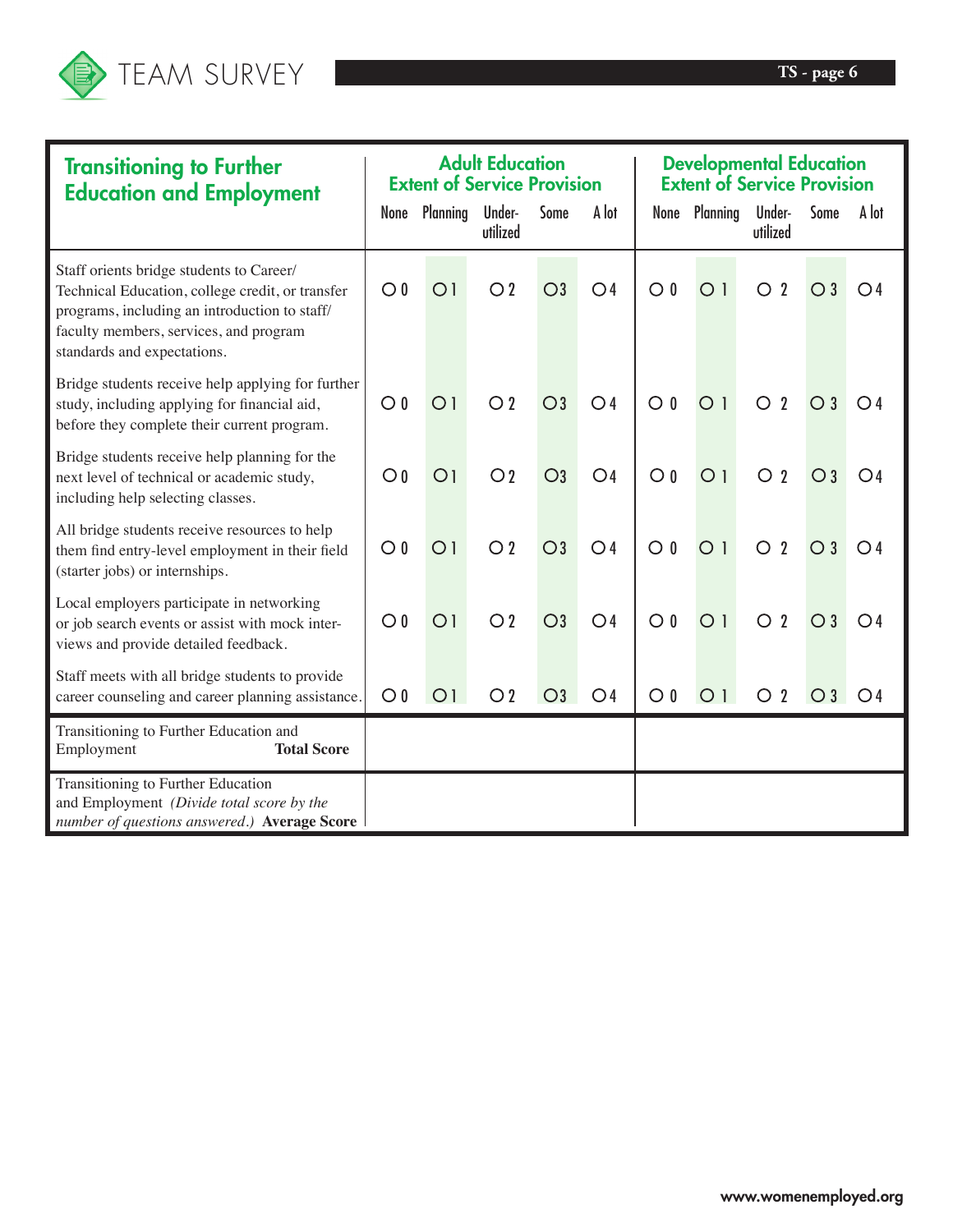| Transitioning to Further Education and Employment | Adult Education Extent of Service Provision | | | | | Developmental Education Extent of Service Provision | | | | |
|---|---|---|---|---|---|---|---|---|---|---|
| | None | Planning | Under-utilized | Some | A lot | None | Planning | Under-utilized | Some | A lot |
| Staff orients bridge students to Career/Technical Education, college credit, or transfer programs, including an introduction to staff/faculty members, services, and program standards and expectations. | ○ 0 | ○ 1 | ○ 2 | ○ 3 | ○ 4 | ○ 0 | ○ 1 | ○ 2 | ○ 3 | ○ 4 |
| Bridge students receive help applying for further study, including applying for financial aid, before they complete their current program. | ○ 0 | ○ 1 | ○ 2 | ○ 3 | ○ 4 | ○ 0 | ○ 1 | ○ 2 | ○ 3 | ○ 4 |
| Bridge students receive help planning for the next level of technical or academic study, including help selecting classes. | ○ 0 | ○ 1 | ○ 2 | ○ 3 | ○ 4 | ○ 0 | ○ 1 | ○ 2 | ○ 3 | ○ 4 |
| All bridge students receive resources to help them find entry-level employment in their field (starter jobs) or internships. | ○ 0 | ○ 1 | ○ 2 | ○ 3 | ○ 4 | ○ 0 | ○ 1 | ○ 2 | ○ 3 | ○ 4 |
| Local employers participate in networking or job search events or assist with mock interviews and provide detailed feedback. | ○ 0 | ○ 1 | ○ 2 | ○ 3 | ○ 4 | ○ 0 | ○ 1 | ○ 2 | ○ 3 | ○ 4 |
| Staff meets with all bridge students to provide career counseling and career planning assistance. | ○ 0 | ○ 1 | ○ 2 | ○ 3 | ○ 4 | ○ 0 | ○ 1 | ○ 2 | ○ 3 | ○ 4 |
| Transitioning to Further Education and Employment **Total Score** | | | | | | | | | | |
| Transitioning to Further Education and Employment *(Divide total score by the number of questions answered.)* **Average Score** | | | | | | | | | | |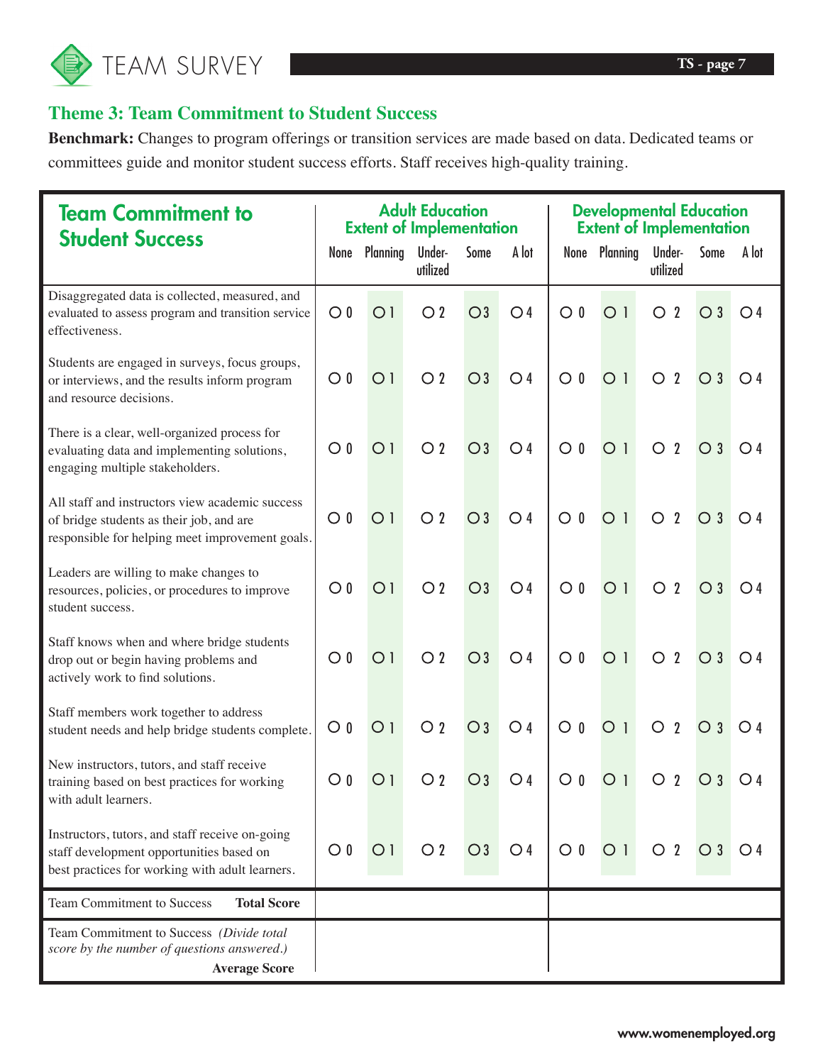## Theme 3: Team Commitment to Student Success

**Benchmark:** Changes to program offerings or transition services are made based on data. Dedicated teams or committees guide and monitor student success efforts. Staff receives high-quality training.

| Team Commitment to Student Success | Adult Education Extent of Implementation | | | | | Developmental Education Extent of Implementation | | | | |
|---|---|---|---|---|---|---|---|---|---|---|
| | None | Planning | Under-utilized | Some | A lot | None | Planning | Under-utilized | Some | A lot |
| Disaggregated data is collected, measured, and evaluated to assess program and transition service effectiveness. | O 0 | O 1 | O 2 | O 3 | O 4 | O 0 | O 1 | O 2 | O 3 | O 4 |
| Students are engaged in surveys, focus groups, or interviews, and the results inform program and resource decisions. | O 0 | O 1 | O 2 | O 3 | O 4 | O 0 | O 1 | O 2 | O 3 | O 4 |
| There is a clear, well-organized process for evaluating data and implementing solutions, engaging multiple stakeholders. | O 0 | O 1 | O 2 | O 3 | O 4 | O 0 | O 1 | O 2 | O 3 | O 4 |
| All staff and instructors view academic success of bridge students as their job, and are responsible for helping meet improvement goals. | O 0 | O 1 | O 2 | O 3 | O 4 | O 0 | O 1 | O 2 | O 3 | O 4 |
| Leaders are willing to make changes to resources, policies, or procedures to improve student success. | O 0 | O 1 | O 2 | O 3 | O 4 | O 0 | O 1 | O 2 | O 3 | O 4 |
| Staff knows when and where bridge students drop out or begin having problems and actively work to find solutions. | O 0 | O 1 | O 2 | O 3 | O 4 | O 0 | O 1 | O 2 | O 3 | O 4 |
| Staff members work together to address student needs and help bridge students complete. | O 0 | O 1 | O 2 | O 3 | O 4 | O 0 | O 1 | O 2 | O 3 | O 4 |
| New instructors, tutors, and staff receive training based on best practices for working with adult learners. | O 0 | O 1 | O 2 | O 3 | O 4 | O 0 | O 1 | O 2 | O 3 | O 4 |
| Instructors, tutors, and staff receive on-going staff development opportunities based on best practices for working with adult learners. | O 0 | O 1 | O 2 | O 3 | O 4 | O 0 | O 1 | O 2 | O 3 | O 4 |
| Team Commitment to Success **Total Score** | | | | | | | | | | |
| Team Commitment to Success *(Divide total score by the number of questions answered.)* **Average Score** | | | | | | | | | | |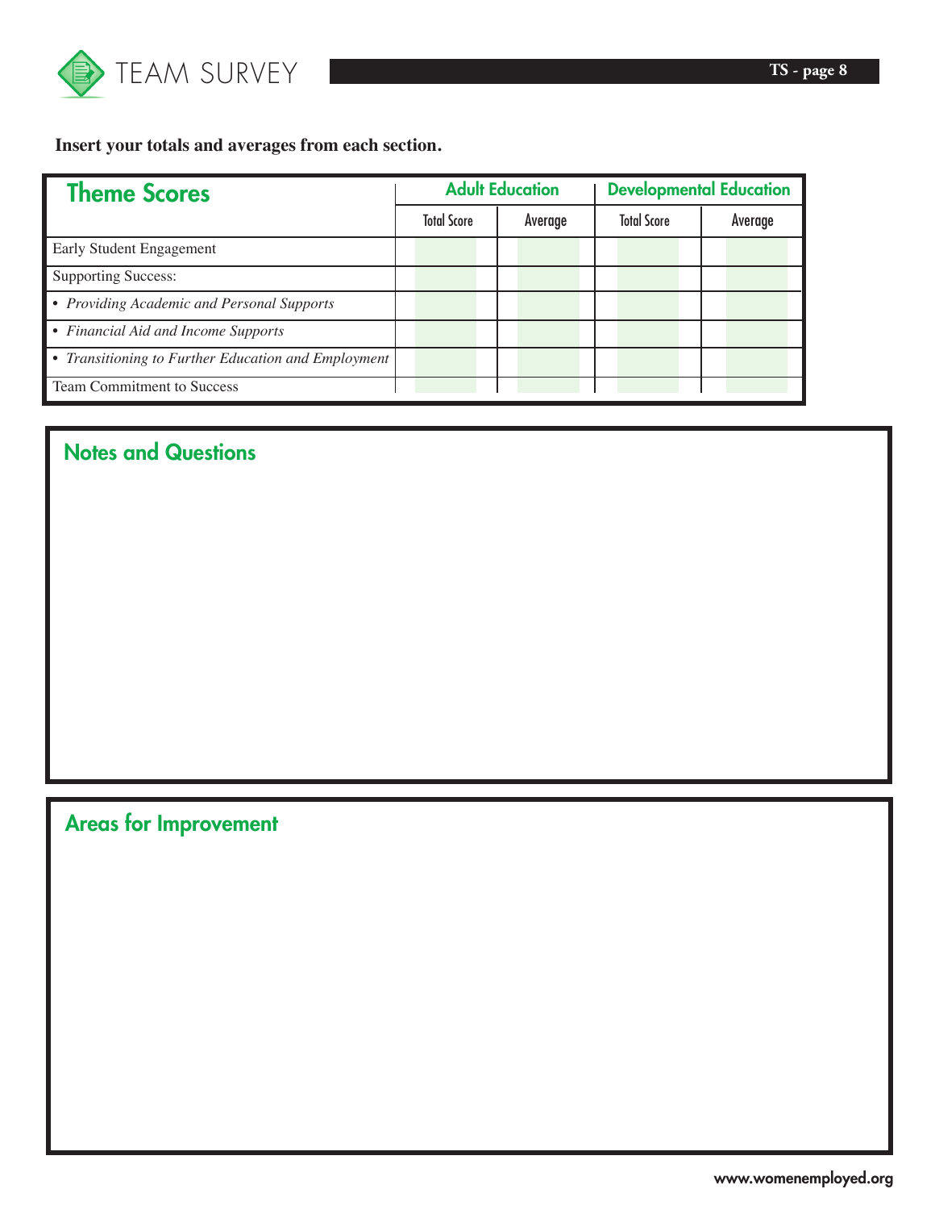**Insert your totals and averages from each section.**

| Theme Scores | Adult Education | | Developmental Education | |
|---|---|---|---|---|
| | Total Score | Average | Total Score | Average |
| Early Student Engagement | | | | |
| Supporting Success: | | | | |
| • *Providing Academic and Personal Supports* | | | | |
| • *Financial Aid and Income Supports* | | | | |
| • *Transitioning to Further Education and Employment* | | | | |
| Team Commitment to Success | | | | |

## Notes and Questions

## Areas for Improvement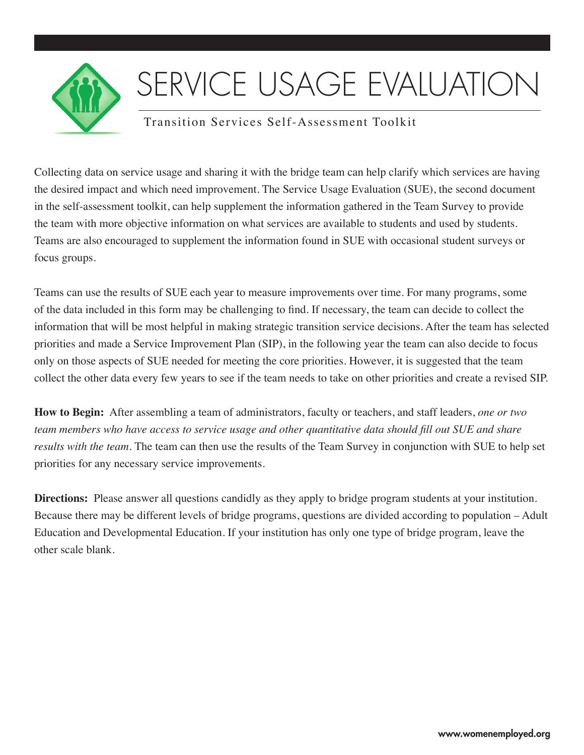# SERVICE USAGE EVALUATION

Transition Services Self-Assessment Toolkit

Collecting data on service usage and sharing it with the bridge team can help clarify which services are having the desired impact and which need improvement. The Service Usage Evaluation (SUE), the second document in the self-assessment toolkit, can help supplement the information gathered in the Team Survey to provide the team with more objective information on what services are available to students and used by students. Teams are also encouraged to supplement the information found in SUE with occasional student surveys or focus groups.

Teams can use the results of SUE each year to measure improvements over time. For many programs, some of the data included in this form may be challenging to find. If necessary, the team can decide to collect the information that will be most helpful in making strategic transition service decisions. After the team has selected priorities and made a Service Improvement Plan (SIP), in the following year the team can also decide to focus only on those aspects of SUE needed for meeting the core priorities. However, it is suggested that the team collect the other data every few years to see if the team needs to take on other priorities and create a revised SIP.

**How to Begin:** After assembling a team of administrators, faculty or teachers, and staff leaders, *one or two team members who have access to service usage and other quantitative data should fill out SUE and share results with the team*. The team can then use the results of the Team Survey in conjunction with SUE to help set priorities for any necessary service improvements.

**Directions:** Please answer all questions candidly as they apply to bridge program students at your institution. Because there may be different levels of bridge programs, questions are divided according to population – Adult Education and Developmental Education. If your institution has only one type of bridge program, leave the other scale blank.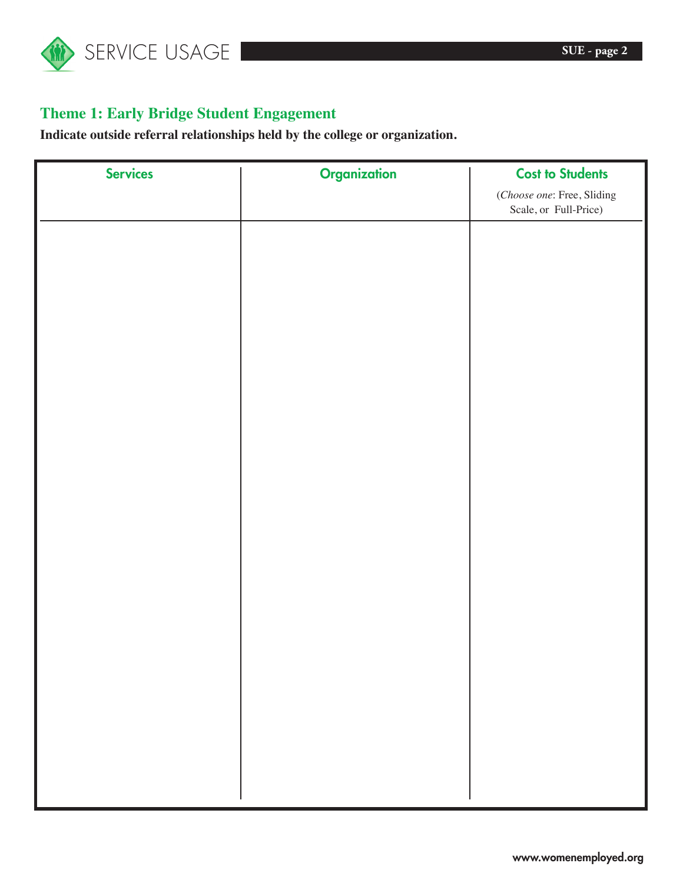## Theme 1: Early Bridge Student Engagement

**Indicate outside referral relationships held by the college or organization.**

| Services | Organization | Cost to Students (*Choose one*: Free, Sliding Scale, or Full-Price) |
|---|---|---|
| | | |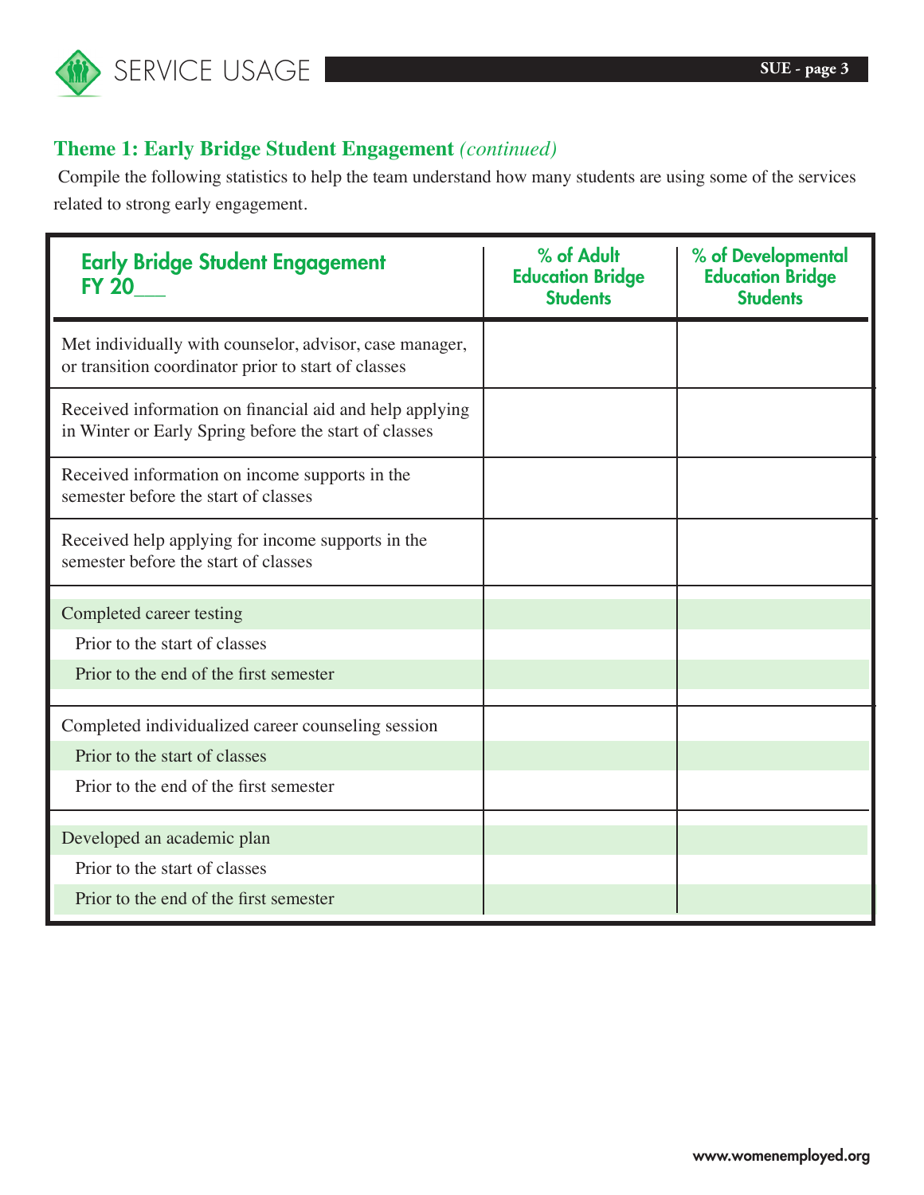## Theme 1: Early Bridge Student Engagement *(continued)*

Compile the following statistics to help the team understand how many students are using some of the services related to strong early engagement.

| Early Bridge Student Engagement FY 20___ | % of Adult Education Bridge Students | % of Developmental Education Bridge Students |
|---|---|---|
| Met individually with counselor, advisor, case manager, or transition coordinator prior to start of classes | | |
| Received information on financial aid and help applying in Winter or Early Spring before the start of classes | | |
| Received information on income supports in the semester before the start of classes | | |
| Received help applying for income supports in the semester before the start of classes | | |
| Completed career testing | | |
| Prior to the start of classes | | |
| Prior to the end of the first semester | | |
| Completed individualized career counseling session | | |
| Prior to the start of classes | | |
| Prior to the end of the first semester | | |
| Developed an academic plan | | |
| Prior to the start of classes | | |
| Prior to the end of the first semester | | |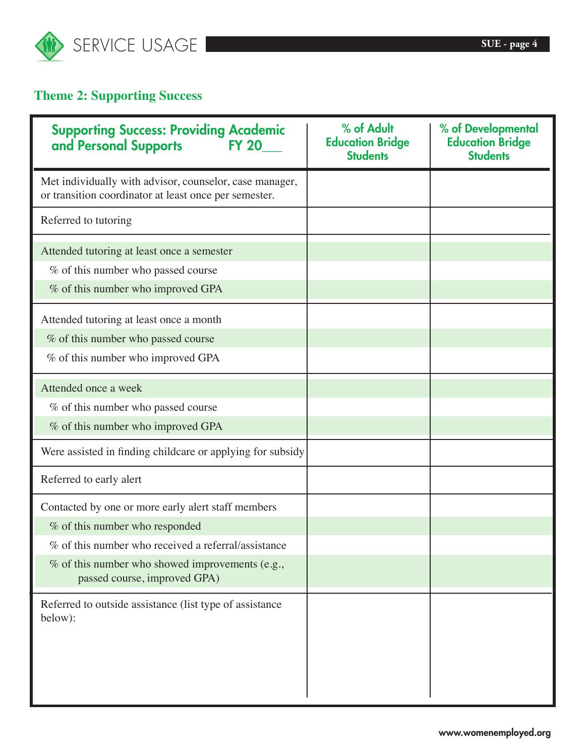## Theme 2: Supporting Success

| Supporting Success: Providing Academic and Personal Supports FY 20___ | % of Adult Education Bridge Students | % of Developmental Education Bridge Students |
|---|---|---|
| Met individually with advisor, counselor, case manager, or transition coordinator at least once per semester. | | |
| Referred to tutoring | | |
| Attended tutoring at least once a semester | | |
| % of this number who passed course | | |
| % of this number who improved GPA | | |
| Attended tutoring at least once a month | | |
| % of this number who passed course | | |
| % of this number who improved GPA | | |
| Attended once a week | | |
| % of this number who passed course | | |
| % of this number who improved GPA | | |
| Were assisted in finding childcare or applying for subsidy | | |
| Referred to early alert | | |
| Contacted by one or more early alert staff members | | |
| % of this number who responded | | |
| % of this number who received a referral/assistance | | |
| % of this number who showed improvements (e.g., passed course, improved GPA) | | |
| Referred to outside assistance (list type of assistance below): | | |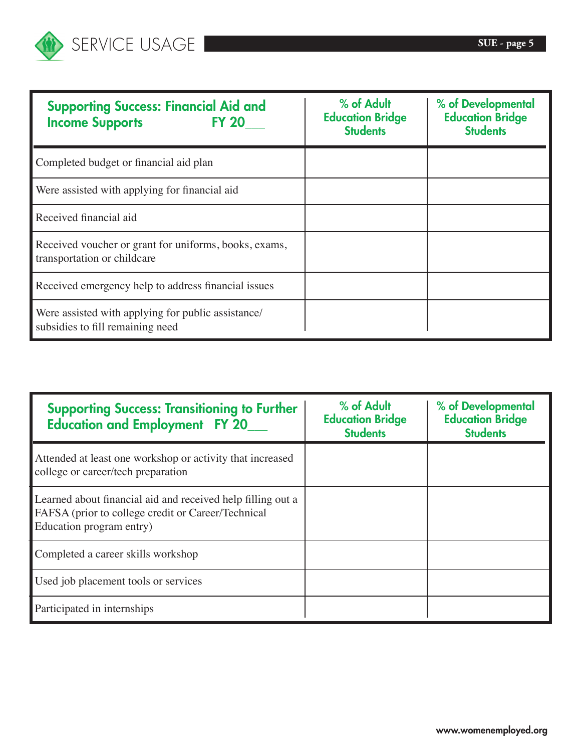| Supporting Success: Financial Aid and Income Supports FY 20___ | % of Adult Education Bridge Students | % of Developmental Education Bridge Students |
|---|---|---|
| Completed budget or financial aid plan | | |
| Were assisted with applying for financial aid | | |
| Received financial aid | | |
| Received voucher or grant for uniforms, books, exams, transportation or childcare | | |
| Received emergency help to address financial issues | | |
| Were assisted with applying for public assistance/ subsidies to fill remaining need | | |

| Supporting Success: Transitioning to Further Education and Employment FY 20___ | % of Adult Education Bridge Students | % of Developmental Education Bridge Students |
|---|---|---|
| Attended at least one workshop or activity that increased college or career/tech preparation | | |
| Learned about financial aid and received help filling out a FAFSA (prior to college credit or Career/Technical Education program entry) | | |
| Completed a career skills workshop | | |
| Used job placement tools or services | | |
| Participated in internships | | |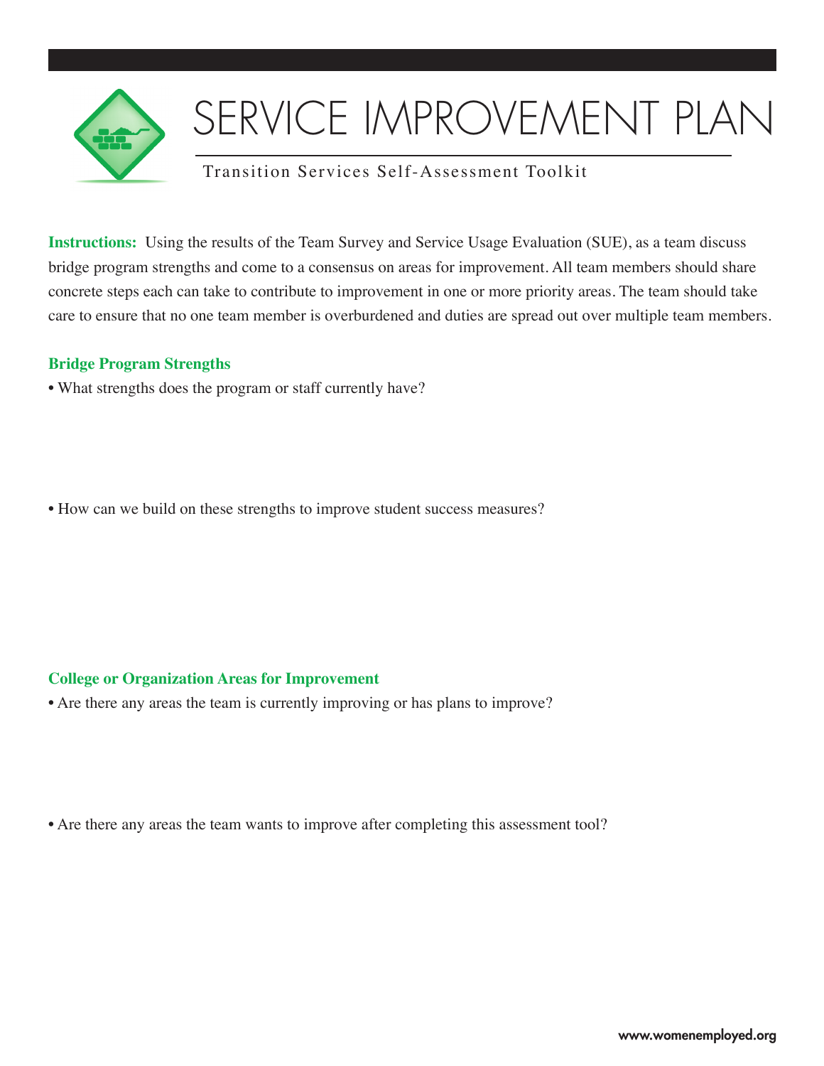# SERVICE IMPROVEMENT PLAN

Transition Services Self-Assessment Toolkit

**Instructions:** Using the results of the Team Survey and Service Usage Evaluation (SUE), as a team discuss bridge program strengths and come to a consensus on areas for improvement. All team members should share concrete steps each can take to contribute to improvement in one or more priority areas. The team should take care to ensure that no one team member is overburdened and duties are spread out over multiple team members.

## Bridge Program Strengths

- What strengths does the program or staff currently have?

- How can we build on these strengths to improve student success measures?

## College or Organization Areas for Improvement

- Are there any areas the team is currently improving or has plans to improve?

- Are there any areas the team wants to improve after completing this assessment tool?

www.womenemployed.org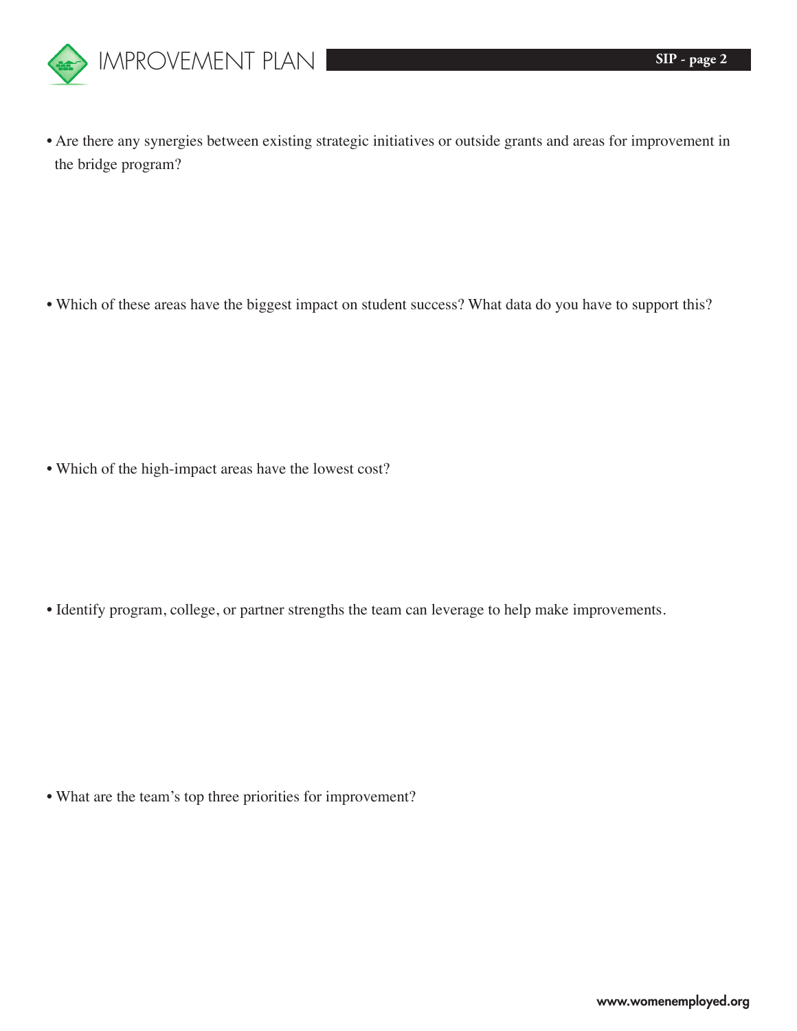- Are there any synergies between existing strategic initiatives or outside grants and areas for improvement in the bridge program?

- Which of these areas have the biggest impact on student success? What data do you have to support this?

- Which of the high-impact areas have the lowest cost?

- Identify program, college, or partner strengths the team can leverage to help make improvements.

- What are the team's top three priorities for improvement?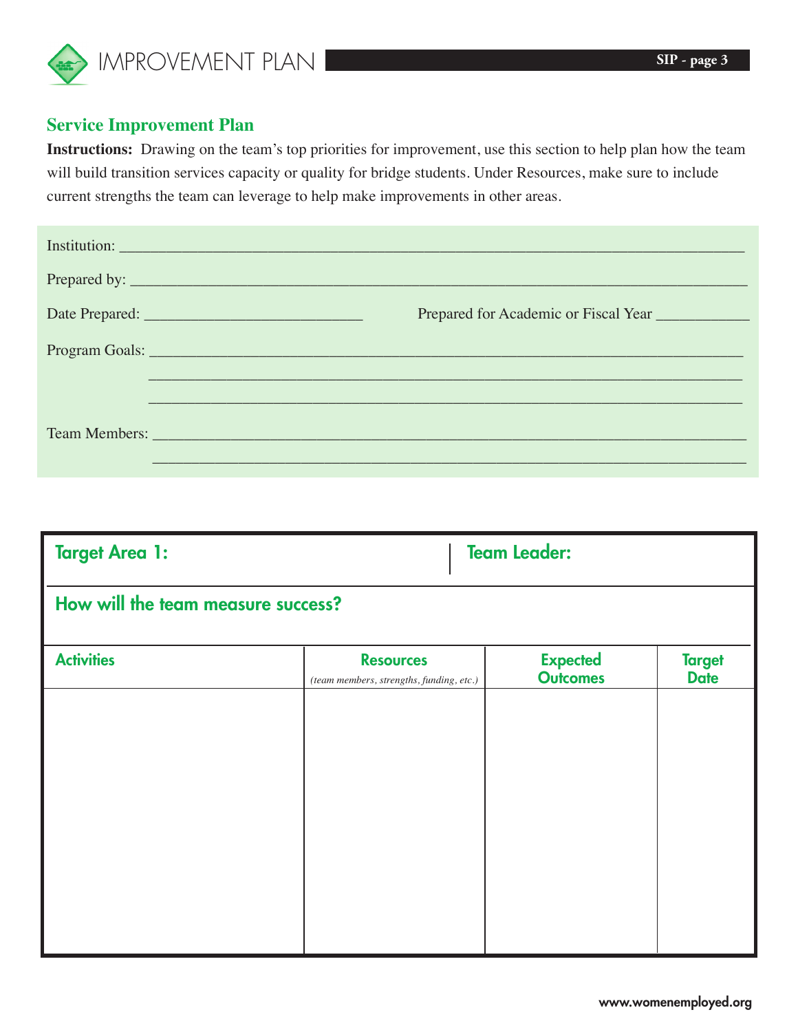## Service Improvement Plan

**Instructions:** Drawing on the team's top priorities for improvement, use this section to help plan how the team will build transition services capacity or quality for bridge students. Under Resources, make sure to include current strengths the team can leverage to help make improvements in other areas.

Institution: ___________________________________________________________________________

Prepared by: ___________________________________________________________________________

Date Prepared: ___________________________ Prepared for Academic or Fiscal Year ____________

Program Goals: ___________________________________________________________________________

___________________________________________________________________________

___________________________________________________________________________

Team Members: ___________________________________________________________________________

___________________________________________________________________________

**Target Area 1:** | **Team Leader:**

**How will the team measure success?**

| Activities | Resources *(team members, strengths, funding, etc.)* | Expected Outcomes | Target Date |
|---|---|---|---|
| | | | |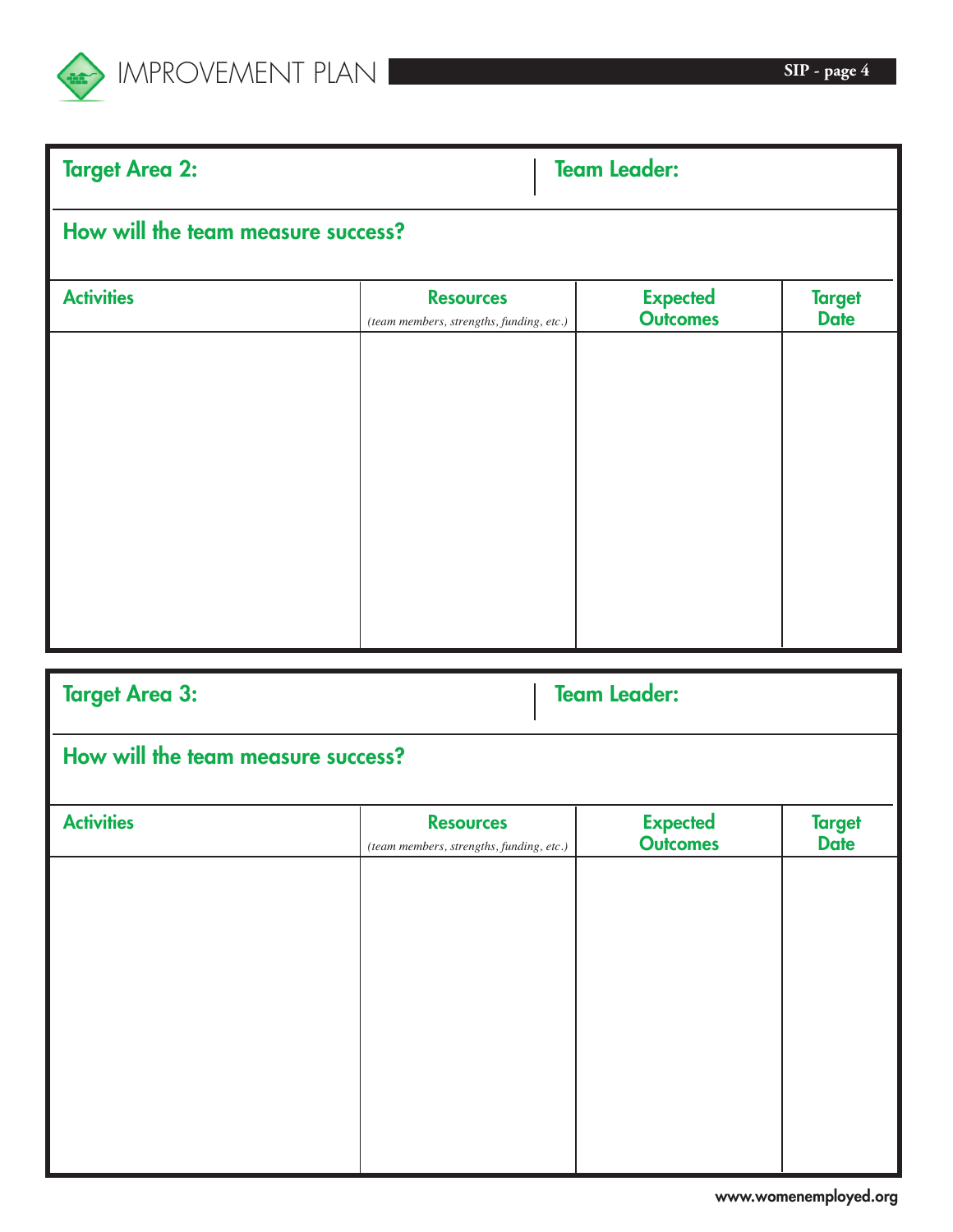# IMPROVEMENT PLAN

**Target Area 2:** | **Team Leader:**

**How will the team measure success?**

| Activities | Resources *(team members, strengths, funding, etc.)* | Expected Outcomes | Target Date |
|---|---|---|---|
| | | | |

**Target Area 3:** | **Team Leader:**

**How will the team measure success?**

| Activities | Resources *(team members, strengths, funding, etc.)* | Expected Outcomes | Target Date |
|---|---|---|---|
| | | | |

www.womenemployed.org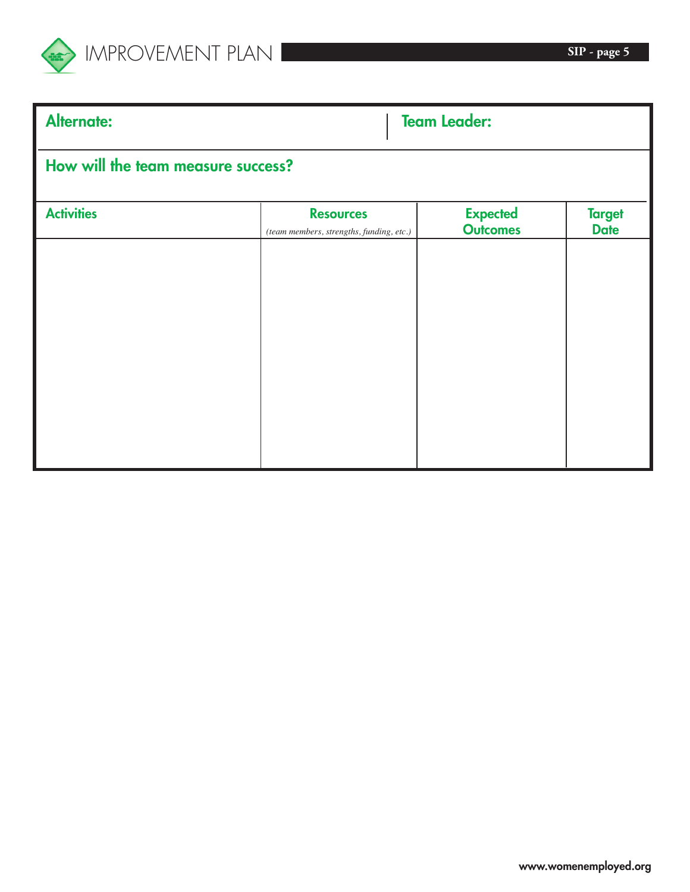# IMPROVEMENT PLAN

**Alternate:**

**Team Leader:**

**How will the team measure success?**

| Activities | Resources *(team members, strengths, funding, etc.)* | Expected Outcomes | Target Date |
|---|---|---|---|
| | | | |